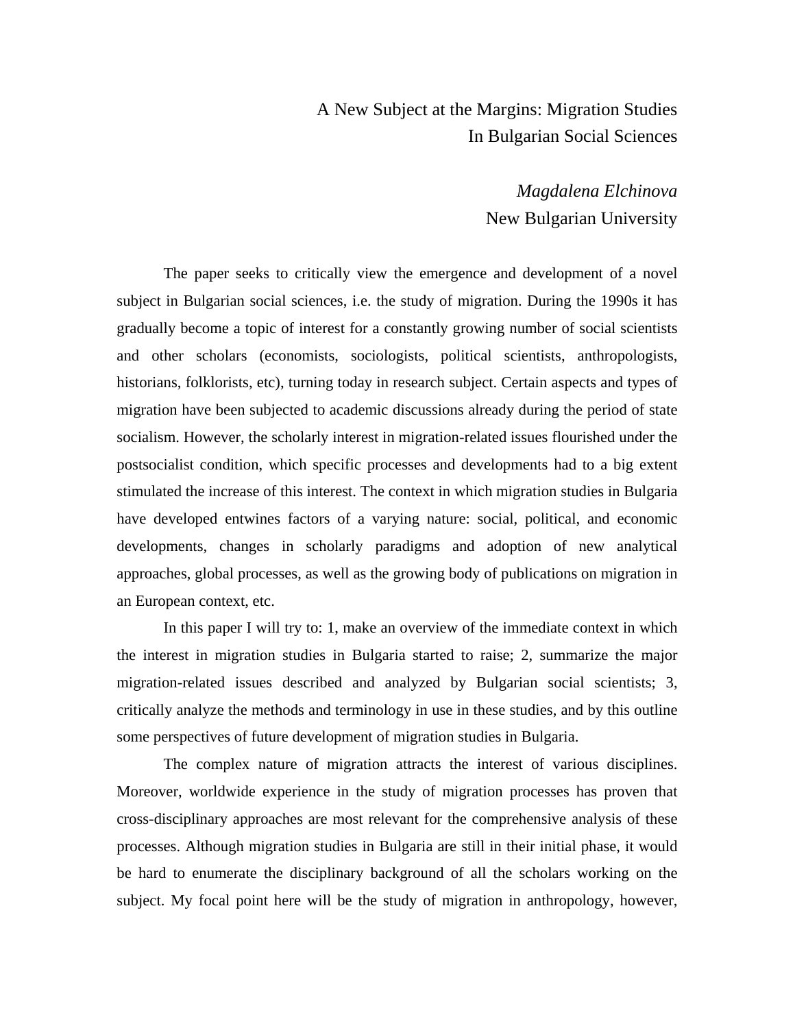# A New Subject at the Margins: Migration Studies In Bulgarian Social Sciences

*Magdalena Elchinova*
New Bulgarian University

The paper seeks to critically view the emergence and development of a novel subject in Bulgarian social sciences, i.e. the study of migration. During the 1990s it has gradually become a topic of interest for a constantly growing number of social scientists and other scholars (economists, sociologists, political scientists, anthropologists, historians, folklorists, etc), turning today in research subject. Certain aspects and types of migration have been subjected to academic discussions already during the period of state socialism. However, the scholarly interest in migration-related issues flourished under the postsocialist condition, which specific processes and developments had to a big extent stimulated the increase of this interest. The context in which migration studies in Bulgaria have developed entwines factors of a varying nature: social, political, and economic developments, changes in scholarly paradigms and adoption of new analytical approaches, global processes, as well as the growing body of publications on migration in an European context, etc.

In this paper I will try to: 1, make an overview of the immediate context in which the interest in migration studies in Bulgaria started to raise; 2, summarize the major migration-related issues described and analyzed by Bulgarian social scientists; 3, critically analyze the methods and terminology in use in these studies, and by this outline some perspectives of future development of migration studies in Bulgaria.

The complex nature of migration attracts the interest of various disciplines. Moreover, worldwide experience in the study of migration processes has proven that cross-disciplinary approaches are most relevant for the comprehensive analysis of these processes. Although migration studies in Bulgaria are still in their initial phase, it would be hard to enumerate the disciplinary background of all the scholars working on the subject. My focal point here will be the study of migration in anthropology, however,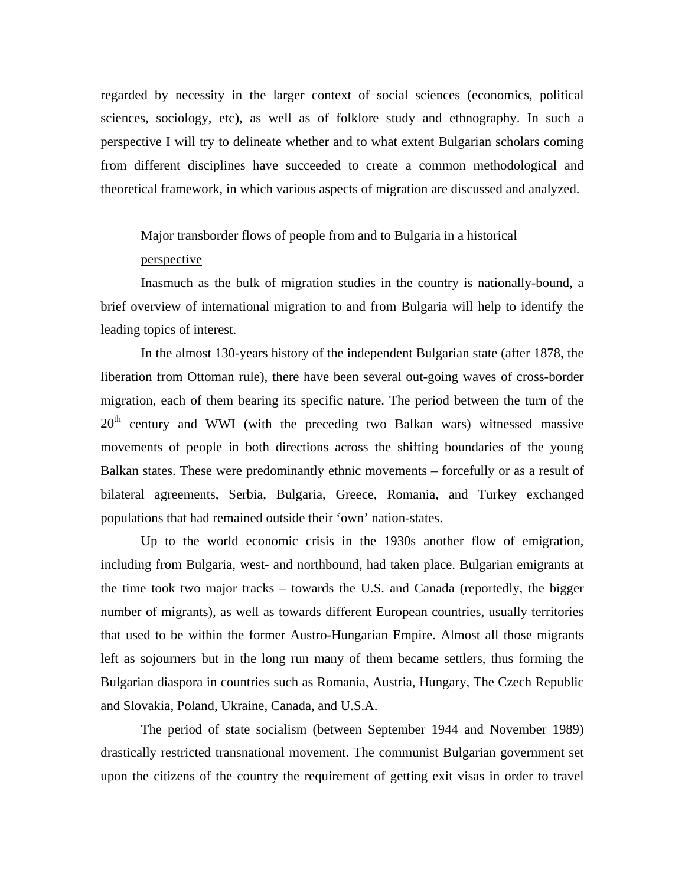regarded by necessity in the larger context of social sciences (economics, political sciences, sociology, etc), as well as of folklore study and ethnography. In such a perspective I will try to delineate whether and to what extent Bulgarian scholars coming from different disciplines have succeeded to create a common methodological and theoretical framework, in which various aspects of migration are discussed and analyzed.

## Major transborder flows of people from and to Bulgaria in a historical perspective

Inasmuch as the bulk of migration studies in the country is nationally-bound, a brief overview of international migration to and from Bulgaria will help to identify the leading topics of interest.

In the almost 130-years history of the independent Bulgarian state (after 1878, the liberation from Ottoman rule), there have been several out-going waves of cross-border migration, each of them bearing its specific nature. The period between the turn of the 20th century and WWI (with the preceding two Balkan wars) witnessed massive movements of people in both directions across the shifting boundaries of the young Balkan states. These were predominantly ethnic movements – forcefully or as a result of bilateral agreements, Serbia, Bulgaria, Greece, Romania, and Turkey exchanged populations that had remained outside their 'own' nation-states.

Up to the world economic crisis in the 1930s another flow of emigration, including from Bulgaria, west- and northbound, had taken place. Bulgarian emigrants at the time took two major tracks – towards the U.S. and Canada (reportedly, the bigger number of migrants), as well as towards different European countries, usually territories that used to be within the former Austro-Hungarian Empire. Almost all those migrants left as sojourners but in the long run many of them became settlers, thus forming the Bulgarian diaspora in countries such as Romania, Austria, Hungary, The Czech Republic and Slovakia, Poland, Ukraine, Canada, and U.S.A.

The period of state socialism (between September 1944 and November 1989) drastically restricted transnational movement. The communist Bulgarian government set upon the citizens of the country the requirement of getting exit visas in order to travel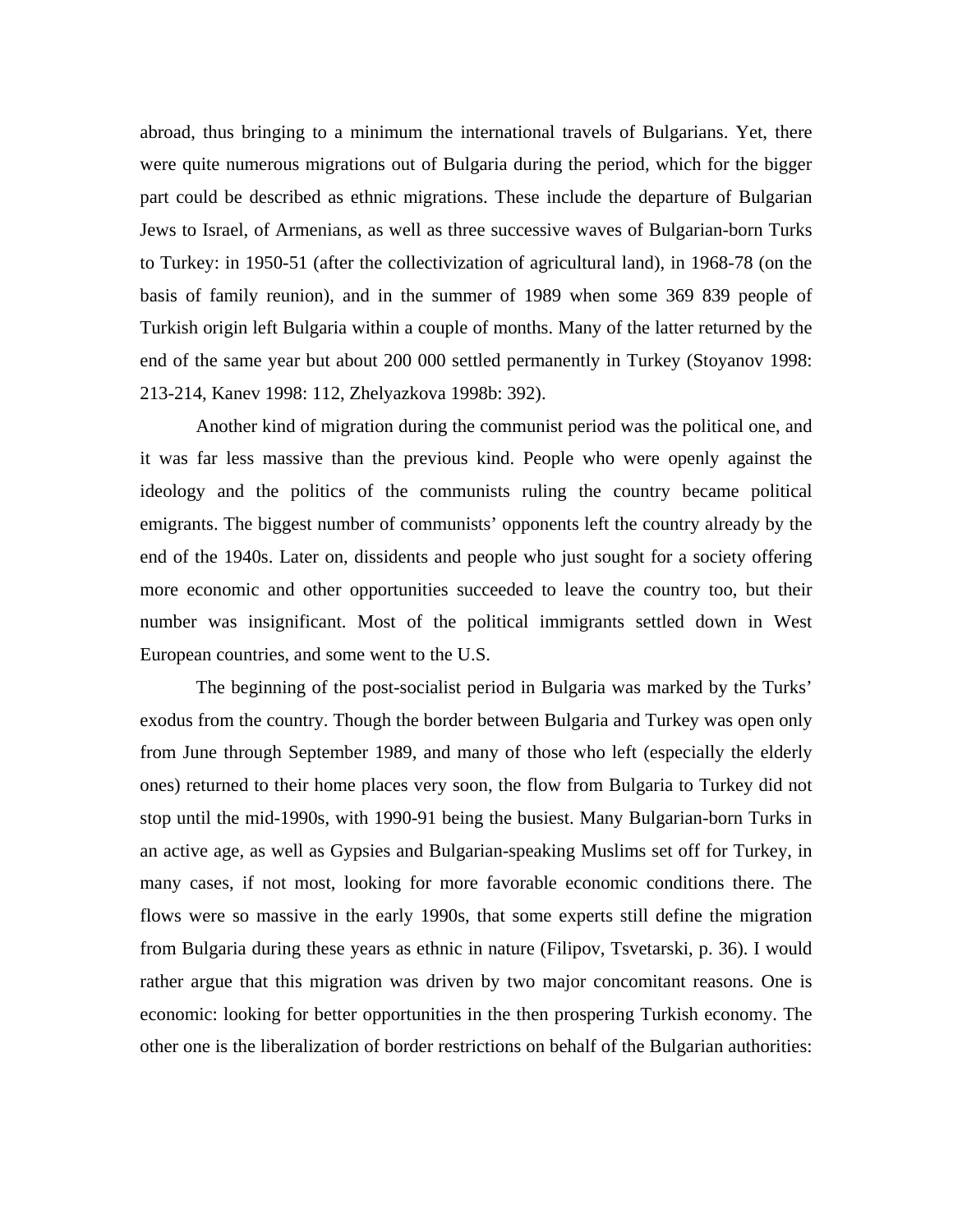abroad, thus bringing to a minimum the international travels of Bulgarians. Yet, there were quite numerous migrations out of Bulgaria during the period, which for the bigger part could be described as ethnic migrations. These include the departure of Bulgarian Jews to Israel, of Armenians, as well as three successive waves of Bulgarian-born Turks to Turkey: in 1950-51 (after the collectivization of agricultural land), in 1968-78 (on the basis of family reunion), and in the summer of 1989 when some 369 839 people of Turkish origin left Bulgaria within a couple of months. Many of the latter returned by the end of the same year but about 200 000 settled permanently in Turkey (Stoyanov 1998: 213-214, Kanev 1998: 112, Zhelyazkova 1998b: 392).

Another kind of migration during the communist period was the political one, and it was far less massive than the previous kind. People who were openly against the ideology and the politics of the communists ruling the country became political emigrants. The biggest number of communists' opponents left the country already by the end of the 1940s. Later on, dissidents and people who just sought for a society offering more economic and other opportunities succeeded to leave the country too, but their number was insignificant. Most of the political immigrants settled down in West European countries, and some went to the U.S.

The beginning of the post-socialist period in Bulgaria was marked by the Turks' exodus from the country. Though the border between Bulgaria and Turkey was open only from June through September 1989, and many of those who left (especially the elderly ones) returned to their home places very soon, the flow from Bulgaria to Turkey did not stop until the mid-1990s, with 1990-91 being the busiest. Many Bulgarian-born Turks in an active age, as well as Gypsies and Bulgarian-speaking Muslims set off for Turkey, in many cases, if not most, looking for more favorable economic conditions there. The flows were so massive in the early 1990s, that some experts still define the migration from Bulgaria during these years as ethnic in nature (Filipov, Tsvetarski, p. 36). I would rather argue that this migration was driven by two major concomitant reasons. One is economic: looking for better opportunities in the then prospering Turkish economy. The other one is the liberalization of border restrictions on behalf of the Bulgarian authorities: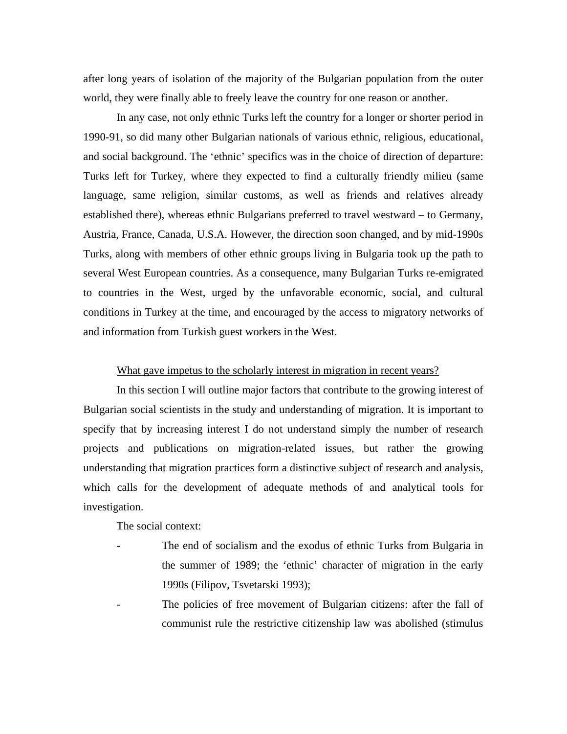after long years of isolation of the majority of the Bulgarian population from the outer world, they were finally able to freely leave the country for one reason or another.

In any case, not only ethnic Turks left the country for a longer or shorter period in 1990-91, so did many other Bulgarian nationals of various ethnic, religious, educational, and social background. The 'ethnic' specifics was in the choice of direction of departure: Turks left for Turkey, where they expected to find a culturally friendly milieu (same language, same religion, similar customs, as well as friends and relatives already established there), whereas ethnic Bulgarians preferred to travel westward – to Germany, Austria, France, Canada, U.S.A. However, the direction soon changed, and by mid-1990s Turks, along with members of other ethnic groups living in Bulgaria took up the path to several West European countries. As a consequence, many Bulgarian Turks re-emigrated to countries in the West, urged by the unfavorable economic, social, and cultural conditions in Turkey at the time, and encouraged by the access to migratory networks of and information from Turkish guest workers in the West.

What gave impetus to the scholarly interest in migration in recent years?

In this section I will outline major factors that contribute to the growing interest of Bulgarian social scientists in the study and understanding of migration. It is important to specify that by increasing interest I do not understand simply the number of research projects and publications on migration-related issues, but rather the growing understanding that migration practices form a distinctive subject of research and analysis, which calls for the development of adequate methods of and analytical tools for investigation.

The social context:

- The end of socialism and the exodus of ethnic Turks from Bulgaria in the summer of 1989; the 'ethnic' character of migration in the early 1990s (Filipov, Tsvetarski 1993);
- The policies of free movement of Bulgarian citizens: after the fall of communist rule the restrictive citizenship law was abolished (stimulus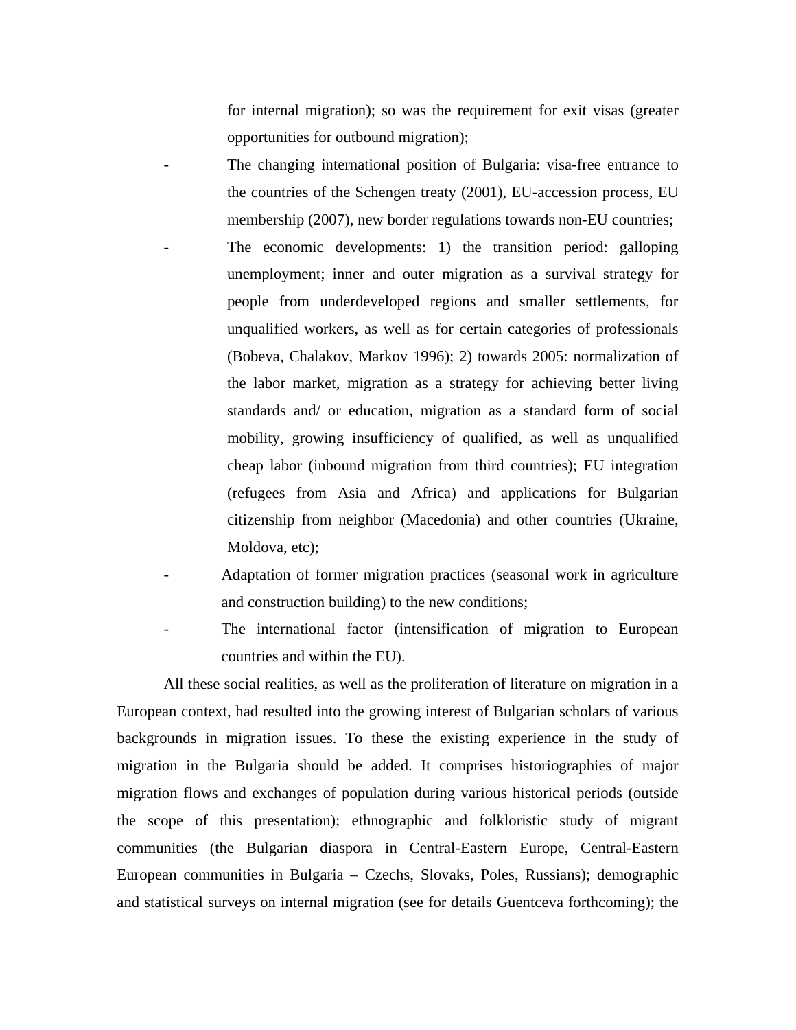for internal migration); so was the requirement for exit visas (greater opportunities for outbound migration);

- The changing international position of Bulgaria: visa-free entrance to the countries of the Schengen treaty (2001), EU-accession process, EU membership (2007), new border regulations towards non-EU countries;
- The economic developments: 1) the transition period: galloping unemployment; inner and outer migration as a survival strategy for people from underdeveloped regions and smaller settlements, for unqualified workers, as well as for certain categories of professionals (Bobeva, Chalakov, Markov 1996); 2) towards 2005: normalization of the labor market, migration as a strategy for achieving better living standards and/ or education, migration as a standard form of social mobility, growing insufficiency of qualified, as well as unqualified cheap labor (inbound migration from third countries); EU integration (refugees from Asia and Africa) and applications for Bulgarian citizenship from neighbor (Macedonia) and other countries (Ukraine, Moldova, etc);
- Adaptation of former migration practices (seasonal work in agriculture and construction building) to the new conditions;
- The international factor (intensification of migration to European countries and within the EU).

All these social realities, as well as the proliferation of literature on migration in a European context, had resulted into the growing interest of Bulgarian scholars of various backgrounds in migration issues. To these the existing experience in the study of migration in the Bulgaria should be added. It comprises historiographies of major migration flows and exchanges of population during various historical periods (outside the scope of this presentation); ethnographic and folkloristic study of migrant communities (the Bulgarian diaspora in Central-Eastern Europe, Central-Eastern European communities in Bulgaria – Czechs, Slovaks, Poles, Russians); demographic and statistical surveys on internal migration (see for details Guentceva forthcoming); the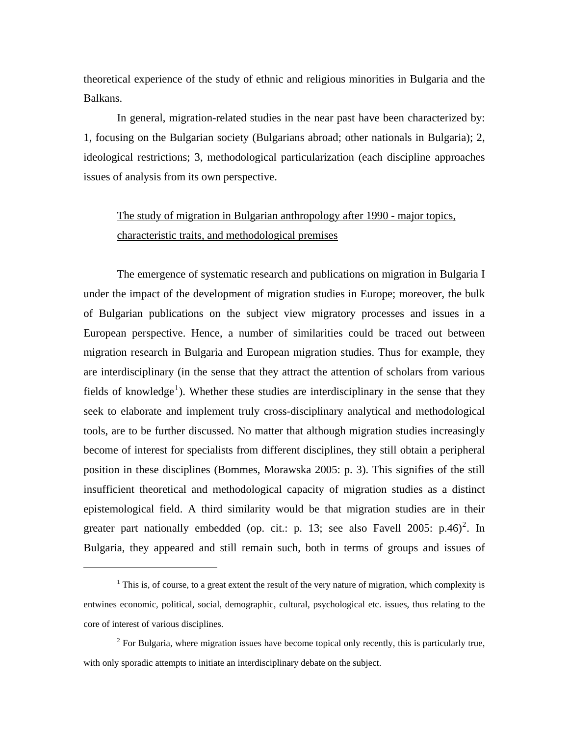theoretical experience of the study of ethnic and religious minorities in Bulgaria and the Balkans.

In general, migration-related studies in the near past have been characterized by: 1, focusing on the Bulgarian society (Bulgarians abroad; other nationals in Bulgaria); 2, ideological restrictions; 3, methodological particularization (each discipline approaches issues of analysis from its own perspective.

The study of migration in Bulgarian anthropology after 1990 - major topics, characteristic traits, and methodological premises

The emergence of systematic research and publications on migration in Bulgaria I under the impact of the development of migration studies in Europe; moreover, the bulk of Bulgarian publications on the subject view migratory processes and issues in a European perspective. Hence, a number of similarities could be traced out between migration research in Bulgaria and European migration studies. Thus for example, they are interdisciplinary (in the sense that they attract the attention of scholars from various fields of knowledge[1]). Whether these studies are interdisciplinary in the sense that they seek to elaborate and implement truly cross-disciplinary analytical and methodological tools, are to be further discussed. No matter that although migration studies increasingly become of interest for specialists from different disciplines, they still obtain a peripheral position in these disciplines (Bommes, Morawska 2005: p. 3). This signifies of the still insufficient theoretical and methodological capacity of migration studies as a distinct epistemological field. A third similarity would be that migration studies are in their greater part nationally embedded (op. cit.: p. 13; see also Favell 2005: p.46)[2]. In Bulgaria, they appeared and still remain such, both in terms of groups and issues of

[1] This is, of course, to a great extent the result of the very nature of migration, which complexity is entwines economic, political, social, demographic, cultural, psychological etc. issues, thus relating to the core of interest of various disciplines.

[2] For Bulgaria, where migration issues have become topical only recently, this is particularly true, with only sporadic attempts to initiate an interdisciplinary debate on the subject.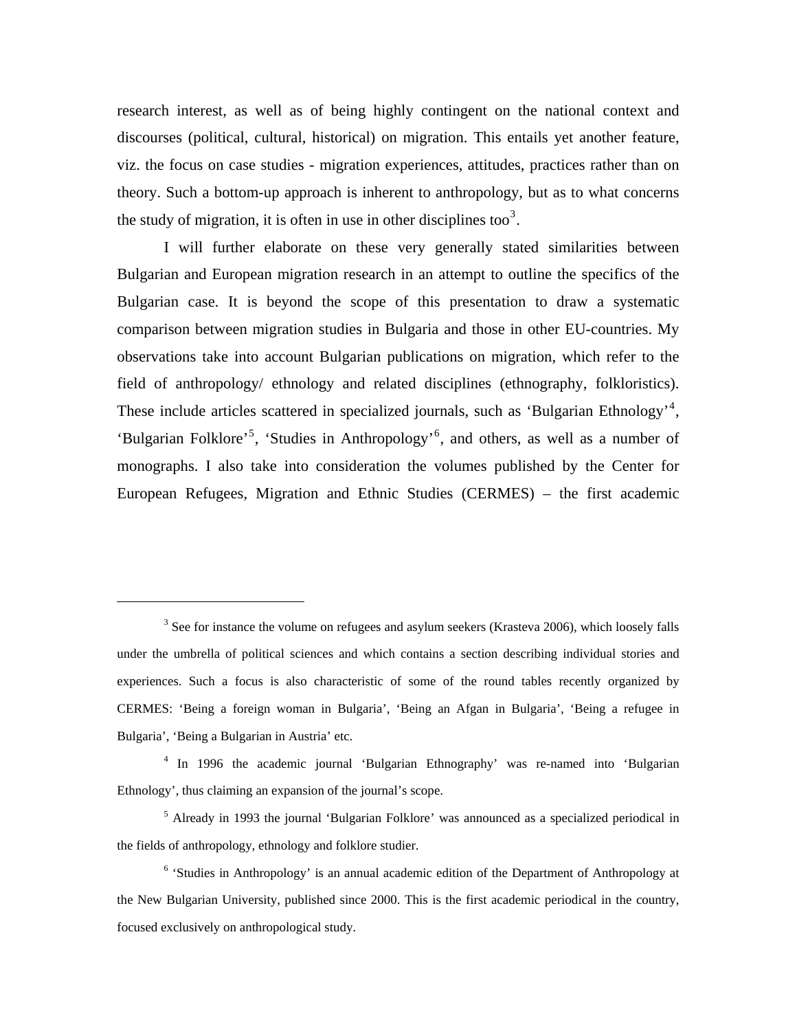research interest, as well as of being highly contingent on the national context and discourses (political, cultural, historical) on migration. This entails yet another feature, viz. the focus on case studies - migration experiences, attitudes, practices rather than on theory. Such a bottom-up approach is inherent to anthropology, but as to what concerns the study of migration, it is often in use in other disciplines too[3].

I will further elaborate on these very generally stated similarities between Bulgarian and European migration research in an attempt to outline the specifics of the Bulgarian case. It is beyond the scope of this presentation to draw a systematic comparison between migration studies in Bulgaria and those in other EU-countries. My observations take into account Bulgarian publications on migration, which refer to the field of anthropology/ ethnology and related disciplines (ethnography, folkloristics). These include articles scattered in specialized journals, such as 'Bulgarian Ethnology'[4], 'Bulgarian Folklore'[5], 'Studies in Anthropology'[6], and others, as well as a number of monographs. I also take into consideration the volumes published by the Center for European Refugees, Migration and Ethnic Studies (CERMES) – the first academic

---

[3] See for instance the volume on refugees and asylum seekers (Krasteva 2006), which loosely falls under the umbrella of political sciences and which contains a section describing individual stories and experiences. Such a focus is also characteristic of some of the round tables recently organized by CERMES: 'Being a foreign woman in Bulgaria', 'Being an Afgan in Bulgaria', 'Being a refugee in Bulgaria', 'Being a Bulgarian in Austria' etc.

[4] In 1996 the academic journal 'Bulgarian Ethnography' was re-named into 'Bulgarian Ethnology', thus claiming an expansion of the journal's scope.

[5] Already in 1993 the journal 'Bulgarian Folklore' was announced as a specialized periodical in the fields of anthropology, ethnology and folklore studier.

[6] 'Studies in Anthropology' is an annual academic edition of the Department of Anthropology at the New Bulgarian University, published since 2000. This is the first academic periodical in the country, focused exclusively on anthropological study.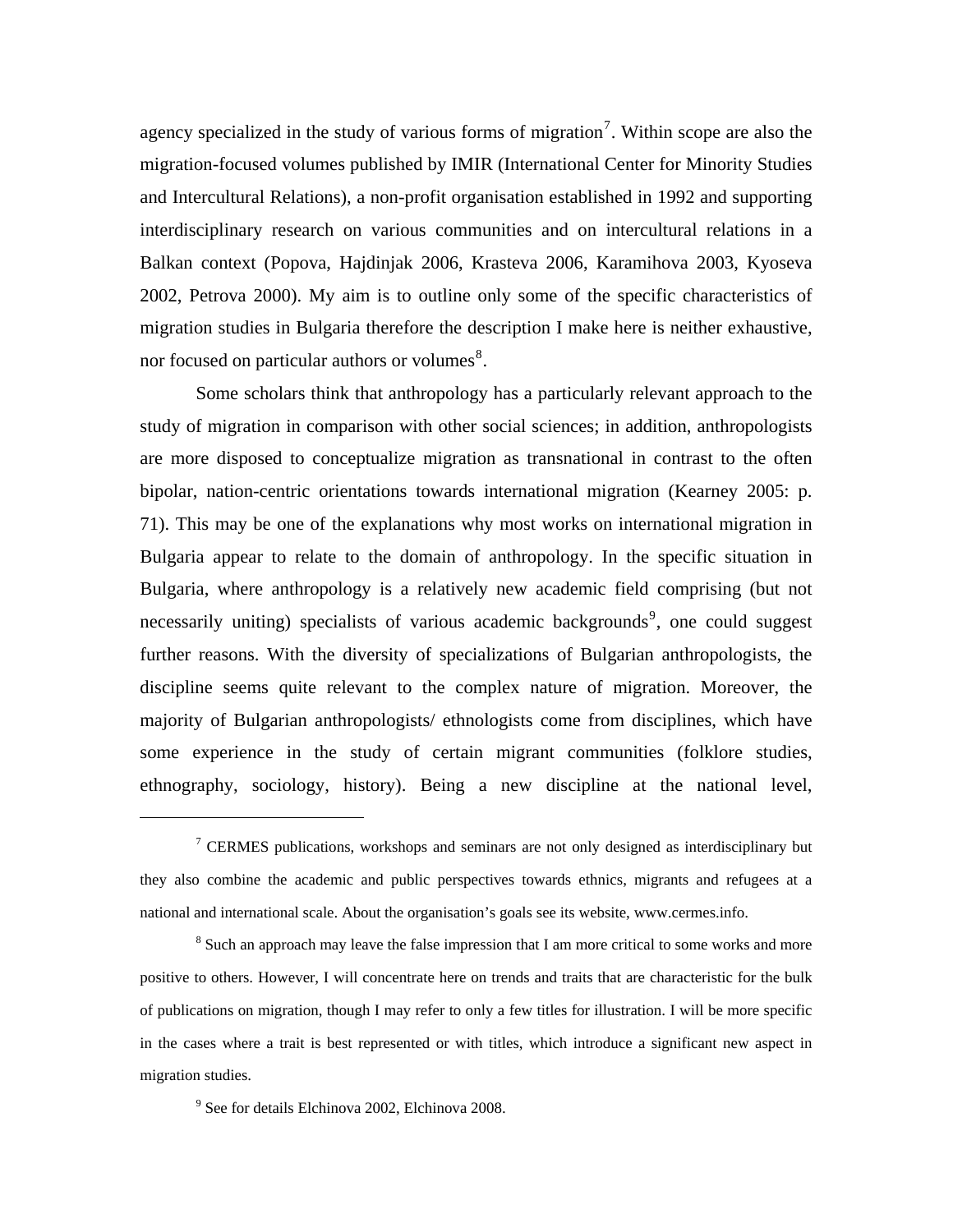agency specialized in the study of various forms of migration[7]. Within scope are also the migration-focused volumes published by IMIR (International Center for Minority Studies and Intercultural Relations), a non-profit organisation established in 1992 and supporting interdisciplinary research on various communities and on intercultural relations in a Balkan context (Popova, Hajdinjak 2006, Krasteva 2006, Karamihova 2003, Kyoseva 2002, Petrova 2000). My aim is to outline only some of the specific characteristics of migration studies in Bulgaria therefore the description I make here is neither exhaustive, nor focused on particular authors or volumes[8].

Some scholars think that anthropology has a particularly relevant approach to the study of migration in comparison with other social sciences; in addition, anthropologists are more disposed to conceptualize migration as transnational in contrast to the often bipolar, nation-centric orientations towards international migration (Kearney 2005: p. 71). This may be one of the explanations why most works on international migration in Bulgaria appear to relate to the domain of anthropology. In the specific situation in Bulgaria, where anthropology is a relatively new academic field comprising (but not necessarily uniting) specialists of various academic backgrounds[9], one could suggest further reasons. With the diversity of specializations of Bulgarian anthropologists, the discipline seems quite relevant to the complex nature of migration. Moreover, the majority of Bulgarian anthropologists/ ethnologists come from disciplines, which have some experience in the study of certain migrant communities (folklore studies, ethnography, sociology, history). Being a new discipline at the national level,

---

[7] CERMES publications, workshops and seminars are not only designed as interdisciplinary but they also combine the academic and public perspectives towards ethnics, migrants and refugees at a national and international scale. About the organisation's goals see its website, www.cermes.info.

[8] Such an approach may leave the false impression that I am more critical to some works and more positive to others. However, I will concentrate here on trends and traits that are characteristic for the bulk of publications on migration, though I may refer to only a few titles for illustration. I will be more specific in the cases where a trait is best represented or with titles, which introduce a significant new aspect in migration studies.

[9] See for details Elchinova 2002, Elchinova 2008.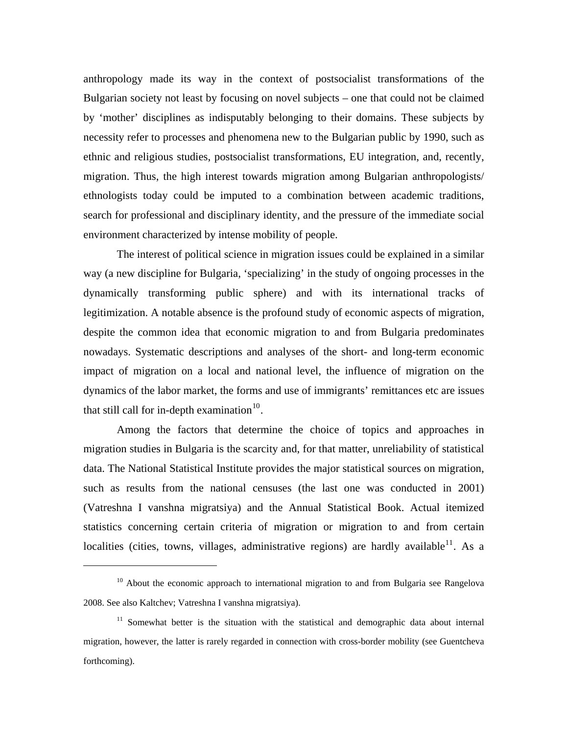anthropology made its way in the context of postsocialist transformations of the Bulgarian society not least by focusing on novel subjects – one that could not be claimed by 'mother' disciplines as indisputably belonging to their domains. These subjects by necessity refer to processes and phenomena new to the Bulgarian public by 1990, such as ethnic and religious studies, postsocialist transformations, EU integration, and, recently, migration. Thus, the high interest towards migration among Bulgarian anthropologists/ ethnologists today could be imputed to a combination between academic traditions, search for professional and disciplinary identity, and the pressure of the immediate social environment characterized by intense mobility of people.

The interest of political science in migration issues could be explained in a similar way (a new discipline for Bulgaria, 'specializing' in the study of ongoing processes in the dynamically transforming public sphere) and with its international tracks of legitimization. A notable absence is the profound study of economic aspects of migration, despite the common idea that economic migration to and from Bulgaria predominates nowadays. Systematic descriptions and analyses of the short- and long-term economic impact of migration on a local and national level, the influence of migration on the dynamics of the labor market, the forms and use of immigrants' remittances etc are issues that still call for in-depth examination[10].

Among the factors that determine the choice of topics and approaches in migration studies in Bulgaria is the scarcity and, for that matter, unreliability of statistical data. The National Statistical Institute provides the major statistical sources on migration, such as results from the national censuses (the last one was conducted in 2001) (Vatreshna I vanshna migratsiya) and the Annual Statistical Book. Actual itemized statistics concerning certain criteria of migration or migration to and from certain localities (cities, towns, villages, administrative regions) are hardly available[11]. As a

---

[10] About the economic approach to international migration to and from Bulgaria see Rangelova 2008. See also Kaltchev; Vatreshna I vanshna migratsiya).

[11] Somewhat better is the situation with the statistical and demographic data about internal migration, however, the latter is rarely regarded in connection with cross-border mobility (see Guentcheva forthcoming).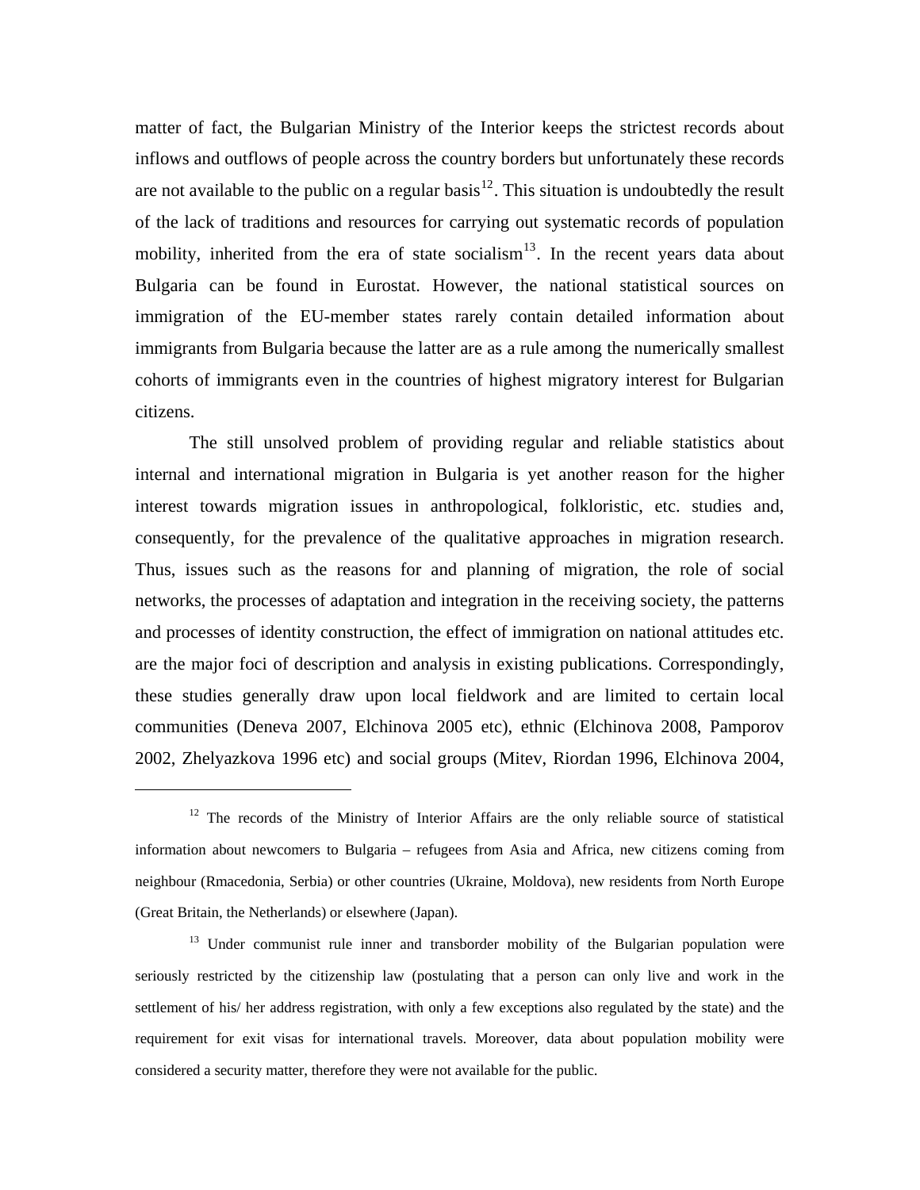matter of fact, the Bulgarian Ministry of the Interior keeps the strictest records about inflows and outflows of people across the country borders but unfortunately these records are not available to the public on a regular basis[12]. This situation is undoubtedly the result of the lack of traditions and resources for carrying out systematic records of population mobility, inherited from the era of state socialism[13]. In the recent years data about Bulgaria can be found in Eurostat. However, the national statistical sources on immigration of the EU-member states rarely contain detailed information about immigrants from Bulgaria because the latter are as a rule among the numerically smallest cohorts of immigrants even in the countries of highest migratory interest for Bulgarian citizens.

The still unsolved problem of providing regular and reliable statistics about internal and international migration in Bulgaria is yet another reason for the higher interest towards migration issues in anthropological, folkloristic, etc. studies and, consequently, for the prevalence of the qualitative approaches in migration research. Thus, issues such as the reasons for and planning of migration, the role of social networks, the processes of adaptation and integration in the receiving society, the patterns and processes of identity construction, the effect of immigration on national attitudes etc. are the major foci of description and analysis in existing publications. Correspondingly, these studies generally draw upon local fieldwork and are limited to certain local communities (Deneva 2007, Elchinova 2005 etc), ethnic (Elchinova 2008, Pamporov 2002, Zhelyazkova 1996 etc) and social groups (Mitev, Riordan 1996, Elchinova 2004,

---

[12] The records of the Ministry of Interior Affairs are the only reliable source of statistical information about newcomers to Bulgaria – refugees from Asia and Africa, new citizens coming from neighbour (Rmacedonia, Serbia) or other countries (Ukraine, Moldova), new residents from North Europe (Great Britain, the Netherlands) or elsewhere (Japan).

[13] Under communist rule inner and transborder mobility of the Bulgarian population were seriously restricted by the citizenship law (postulating that a person can only live and work in the settlement of his/ her address registration, with only a few exceptions also regulated by the state) and the requirement for exit visas for international travels. Moreover, data about population mobility were considered a security matter, therefore they were not available for the public.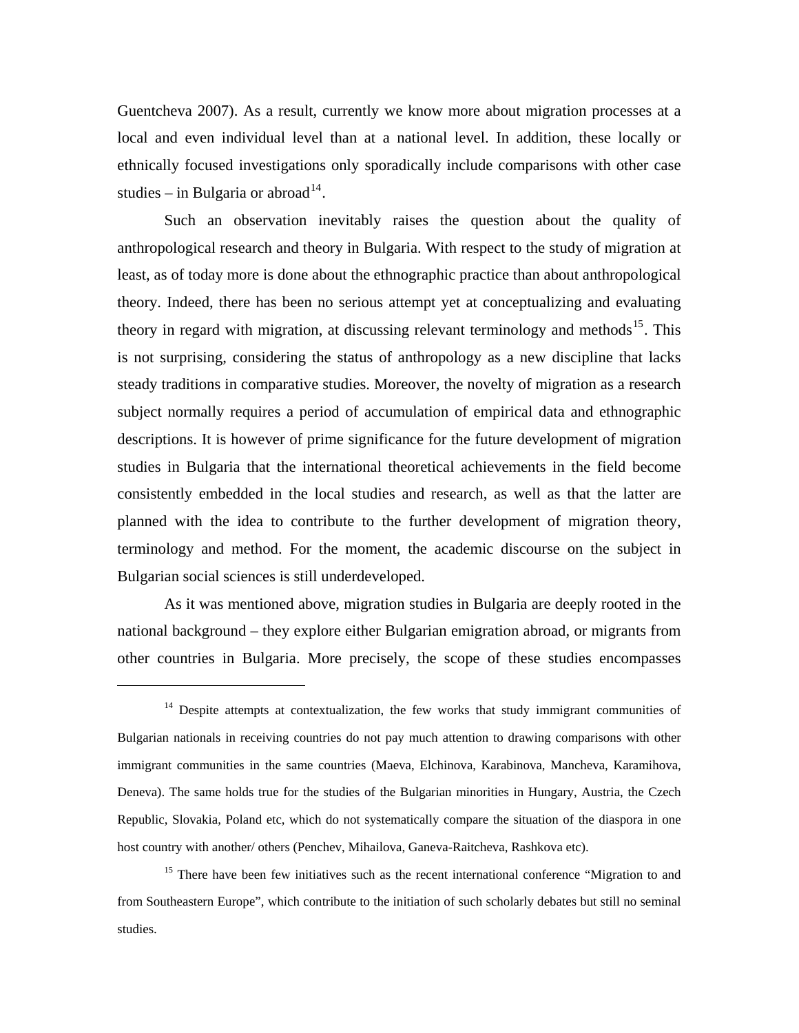Guentcheva 2007). As a result, currently we know more about migration processes at a local and even individual level than at a national level. In addition, these locally or ethnically focused investigations only sporadically include comparisons with other case studies – in Bulgaria or abroad[14].

Such an observation inevitably raises the question about the quality of anthropological research and theory in Bulgaria. With respect to the study of migration at least, as of today more is done about the ethnographic practice than about anthropological theory. Indeed, there has been no serious attempt yet at conceptualizing and evaluating theory in regard with migration, at discussing relevant terminology and methods[15]. This is not surprising, considering the status of anthropology as a new discipline that lacks steady traditions in comparative studies. Moreover, the novelty of migration as a research subject normally requires a period of accumulation of empirical data and ethnographic descriptions. It is however of prime significance for the future development of migration studies in Bulgaria that the international theoretical achievements in the field become consistently embedded in the local studies and research, as well as that the latter are planned with the idea to contribute to the further development of migration theory, terminology and method. For the moment, the academic discourse on the subject in Bulgarian social sciences is still underdeveloped.

As it was mentioned above, migration studies in Bulgaria are deeply rooted in the national background – they explore either Bulgarian emigration abroad, or migrants from other countries in Bulgaria. More precisely, the scope of these studies encompasses

---

[14] Despite attempts at contextualization, the few works that study immigrant communities of Bulgarian nationals in receiving countries do not pay much attention to drawing comparisons with other immigrant communities in the same countries (Maeva, Elchinova, Karabinova, Mancheva, Karamihova, Deneva). The same holds true for the studies of the Bulgarian minorities in Hungary, Austria, the Czech Republic, Slovakia, Poland etc, which do not systematically compare the situation of the diaspora in one host country with another/ others (Penchev, Mihailova, Ganeva-Raitcheva, Rashkova etc).

[15] There have been few initiatives such as the recent international conference "Migration to and from Southeastern Europe", which contribute to the initiation of such scholarly debates but still no seminal studies.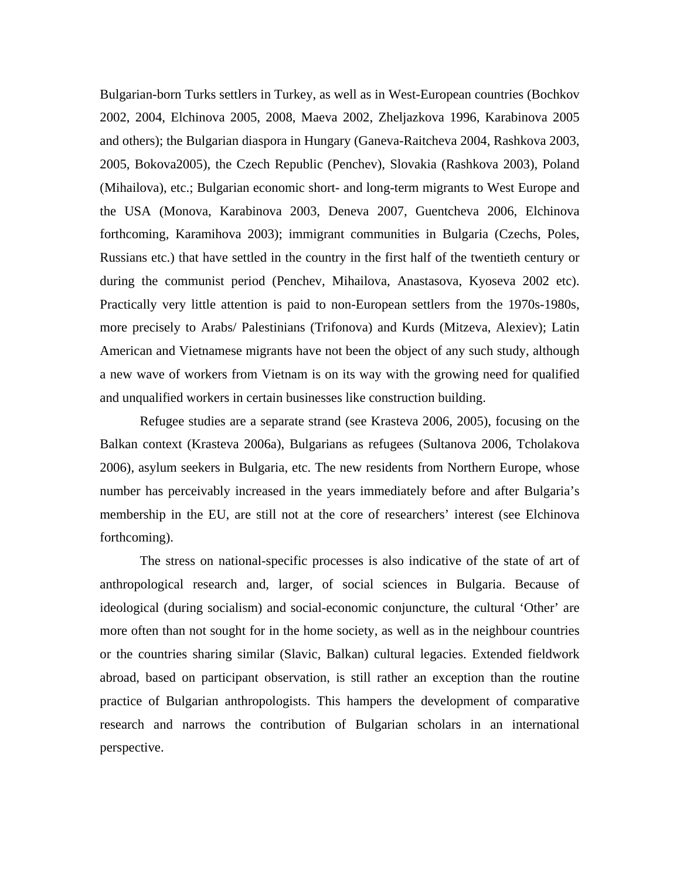Bulgarian-born Turks settlers in Turkey, as well as in West-European countries (Bochkov 2002, 2004, Elchinova 2005, 2008, Maeva 2002, Zheljazkova 1996, Karabinova 2005 and others); the Bulgarian diaspora in Hungary (Ganeva-Raitcheva 2004, Rashkova 2003, 2005, Bokova2005), the Czech Republic (Penchev), Slovakia (Rashkova 2003), Poland (Mihailova), etc.; Bulgarian economic short- and long-term migrants to West Europe and the USA (Monova, Karabinova 2003, Deneva 2007, Guentcheva 2006, Elchinova forthcoming, Karamihova 2003); immigrant communities in Bulgaria (Czechs, Poles, Russians etc.) that have settled in the country in the first half of the twentieth century or during the communist period (Penchev, Mihailova, Anastasova, Kyoseva 2002 etc). Practically very little attention is paid to non-European settlers from the 1970s-1980s, more precisely to Arabs/ Palestinians (Trifonova) and Kurds (Mitzeva, Alexiev); Latin American and Vietnamese migrants have not been the object of any such study, although a new wave of workers from Vietnam is on its way with the growing need for qualified and unqualified workers in certain businesses like construction building.

Refugee studies are a separate strand (see Krasteva 2006, 2005), focusing on the Balkan context (Krasteva 2006a), Bulgarians as refugees (Sultanova 2006, Tcholakova 2006), asylum seekers in Bulgaria, etc. The new residents from Northern Europe, whose number has perceivably increased in the years immediately before and after Bulgaria's membership in the EU, are still not at the core of researchers' interest (see Elchinova forthcoming).

The stress on national-specific processes is also indicative of the state of art of anthropological research and, larger, of social sciences in Bulgaria. Because of ideological (during socialism) and social-economic conjuncture, the cultural 'Other' are more often than not sought for in the home society, as well as in the neighbour countries or the countries sharing similar (Slavic, Balkan) cultural legacies. Extended fieldwork abroad, based on participant observation, is still rather an exception than the routine practice of Bulgarian anthropologists. This hampers the development of comparative research and narrows the contribution of Bulgarian scholars in an international perspective.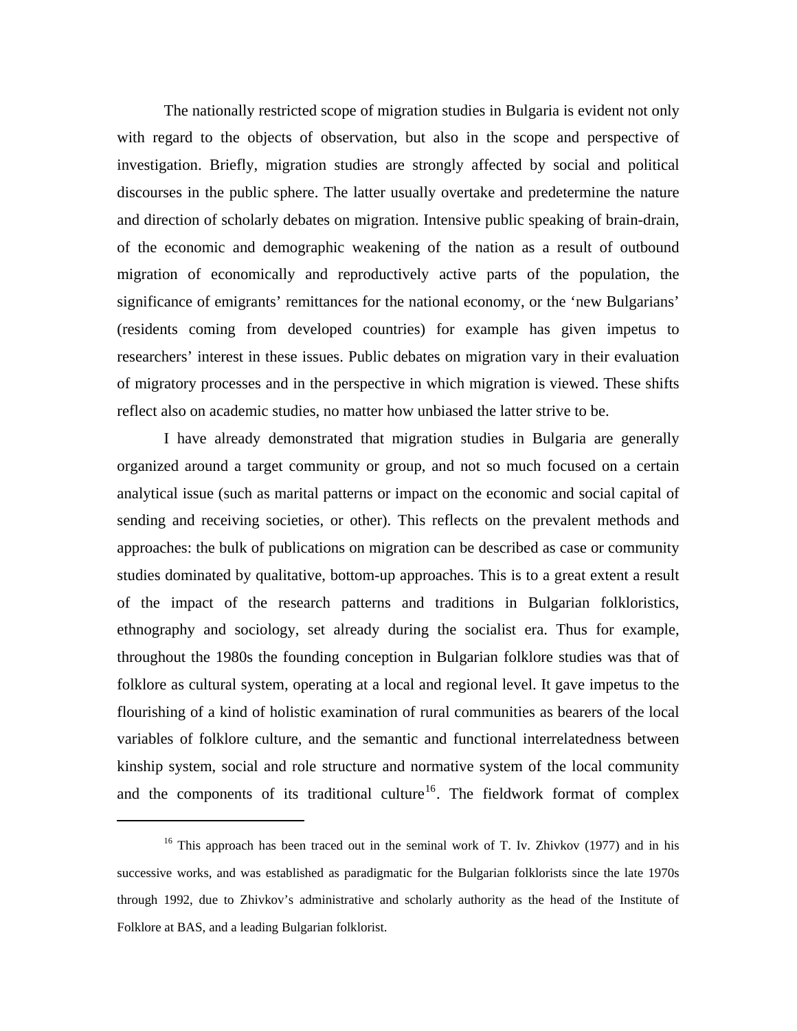The nationally restricted scope of migration studies in Bulgaria is evident not only with regard to the objects of observation, but also in the scope and perspective of investigation. Briefly, migration studies are strongly affected by social and political discourses in the public sphere. The latter usually overtake and predetermine the nature and direction of scholarly debates on migration. Intensive public speaking of brain-drain, of the economic and demographic weakening of the nation as a result of outbound migration of economically and reproductively active parts of the population, the significance of emigrants' remittances for the national economy, or the 'new Bulgarians' (residents coming from developed countries) for example has given impetus to researchers' interest in these issues. Public debates on migration vary in their evaluation of migratory processes and in the perspective in which migration is viewed. These shifts reflect also on academic studies, no matter how unbiased the latter strive to be.

I have already demonstrated that migration studies in Bulgaria are generally organized around a target community or group, and not so much focused on a certain analytical issue (such as marital patterns or impact on the economic and social capital of sending and receiving societies, or other). This reflects on the prevalent methods and approaches: the bulk of publications on migration can be described as case or community studies dominated by qualitative, bottom-up approaches. This is to a great extent a result of the impact of the research patterns and traditions in Bulgarian folkloristics, ethnography and sociology, set already during the socialist era. Thus for example, throughout the 1980s the founding conception in Bulgarian folklore studies was that of folklore as cultural system, operating at a local and regional level. It gave impetus to the flourishing of a kind of holistic examination of rural communities as bearers of the local variables of folklore culture, and the semantic and functional interrelatedness between kinship system, social and role structure and normative system of the local community and the components of its traditional culture[16]. The fieldwork format of complex

[16] This approach has been traced out in the seminal work of T. Iv. Zhivkov (1977) and in his successive works, and was established as paradigmatic for the Bulgarian folklorists since the late 1970s through 1992, due to Zhivkov's administrative and scholarly authority as the head of the Institute of Folklore at BAS, and a leading Bulgarian folklorist.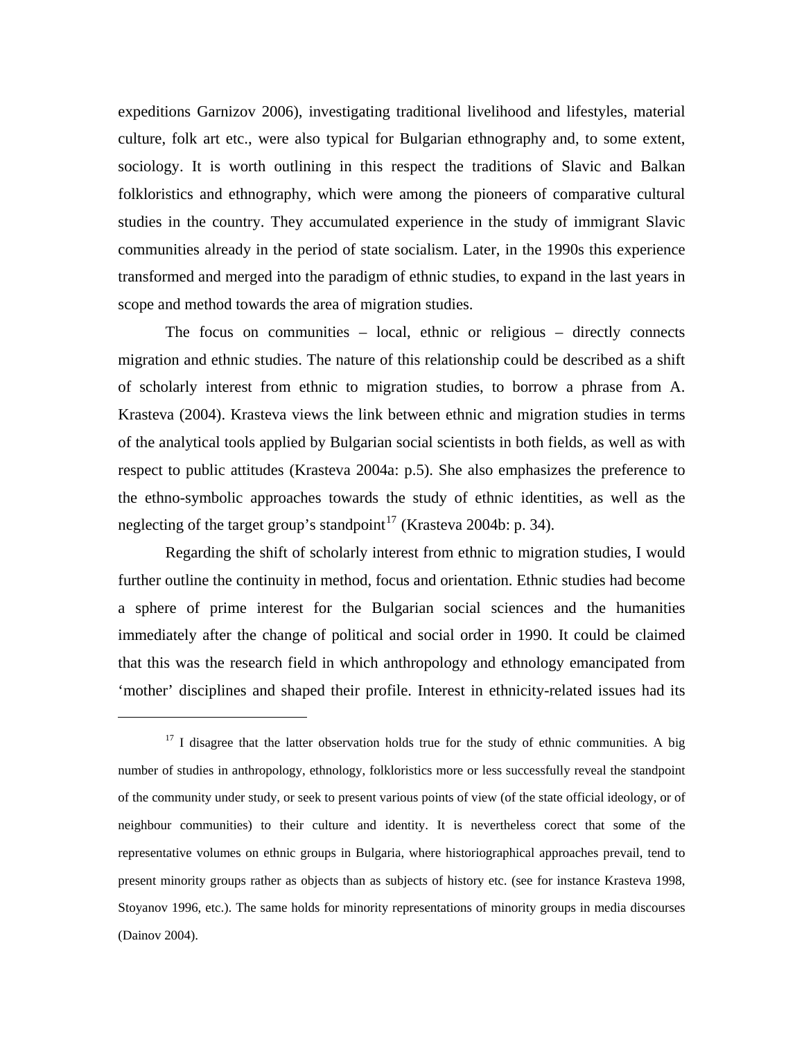expeditions Garnizov 2006), investigating traditional livelihood and lifestyles, material culture, folk art etc., were also typical for Bulgarian ethnography and, to some extent, sociology. It is worth outlining in this respect the traditions of Slavic and Balkan folkloristics and ethnography, which were among the pioneers of comparative cultural studies in the country. They accumulated experience in the study of immigrant Slavic communities already in the period of state socialism. Later, in the 1990s this experience transformed and merged into the paradigm of ethnic studies, to expand in the last years in scope and method towards the area of migration studies.

The focus on communities – local, ethnic or religious – directly connects migration and ethnic studies. The nature of this relationship could be described as a shift of scholarly interest from ethnic to migration studies, to borrow a phrase from A. Krasteva (2004). Krasteva views the link between ethnic and migration studies in terms of the analytical tools applied by Bulgarian social scientists in both fields, as well as with respect to public attitudes (Krasteva 2004a: p.5). She also emphasizes the preference to the ethno-symbolic approaches towards the study of ethnic identities, as well as the neglecting of the target group's standpoint[17] (Krasteva 2004b: p. 34).

Regarding the shift of scholarly interest from ethnic to migration studies, I would further outline the continuity in method, focus and orientation. Ethnic studies had become a sphere of prime interest for the Bulgarian social sciences and the humanities immediately after the change of political and social order in 1990. It could be claimed that this was the research field in which anthropology and ethnology emancipated from 'mother' disciplines and shaped their profile. Interest in ethnicity-related issues had its

[17] I disagree that the latter observation holds true for the study of ethnic communities. A big number of studies in anthropology, ethnology, folkloristics more or less successfully reveal the standpoint of the community under study, or seek to present various points of view (of the state official ideology, or of neighbour communities) to their culture and identity. It is nevertheless corect that some of the representative volumes on ethnic groups in Bulgaria, where historiographical approaches prevail, tend to present minority groups rather as objects than as subjects of history etc. (see for instance Krasteva 1998, Stoyanov 1996, etc.). The same holds for minority representations of minority groups in media discourses (Dainov 2004).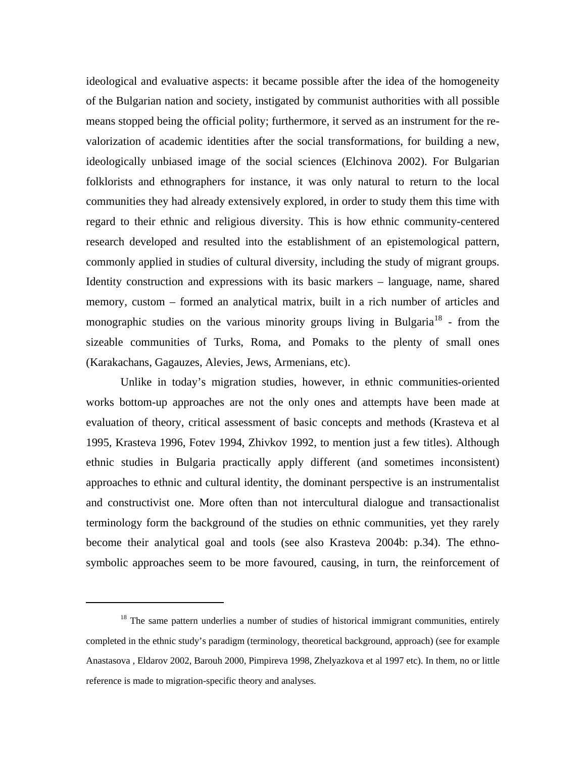ideological and evaluative aspects: it became possible after the idea of the homogeneity of the Bulgarian nation and society, instigated by communist authorities with all possible means stopped being the official polity; furthermore, it served as an instrument for the re-valorization of academic identities after the social transformations, for building a new, ideologically unbiased image of the social sciences (Elchinova 2002). For Bulgarian folklorists and ethnographers for instance, it was only natural to return to the local communities they had already extensively explored, in order to study them this time with regard to their ethnic and religious diversity. This is how ethnic community-centered research developed and resulted into the establishment of an epistemological pattern, commonly applied in studies of cultural diversity, including the study of migrant groups. Identity construction and expressions with its basic markers – language, name, shared memory, custom – formed an analytical matrix, built in a rich number of articles and monographic studies on the various minority groups living in Bulgaria[18] - from the sizeable communities of Turks, Roma, and Pomaks to the plenty of small ones (Karakachans, Gagauzes, Alevies, Jews, Armenians, etc).

Unlike in today's migration studies, however, in ethnic communities-oriented works bottom-up approaches are not the only ones and attempts have been made at evaluation of theory, critical assessment of basic concepts and methods (Krasteva et al 1995, Krasteva 1996, Fotev 1994, Zhivkov 1992, to mention just a few titles). Although ethnic studies in Bulgaria practically apply different (and sometimes inconsistent) approaches to ethnic and cultural identity, the dominant perspective is an instrumentalist and constructivist one. More often than not intercultural dialogue and transactionalist terminology form the background of the studies on ethnic communities, yet they rarely become their analytical goal and tools (see also Krasteva 2004b: p.34). The ethno-symbolic approaches seem to be more favoured, causing, in turn, the reinforcement of

[18] The same pattern underlies a number of studies of historical immigrant communities, entirely completed in the ethnic study's paradigm (terminology, theoretical background, approach) (see for example Anastasova , Eldarov 2002, Barouh 2000, Pimpireva 1998, Zhelyazkova et al 1997 etc). In them, no or little reference is made to migration-specific theory and analyses.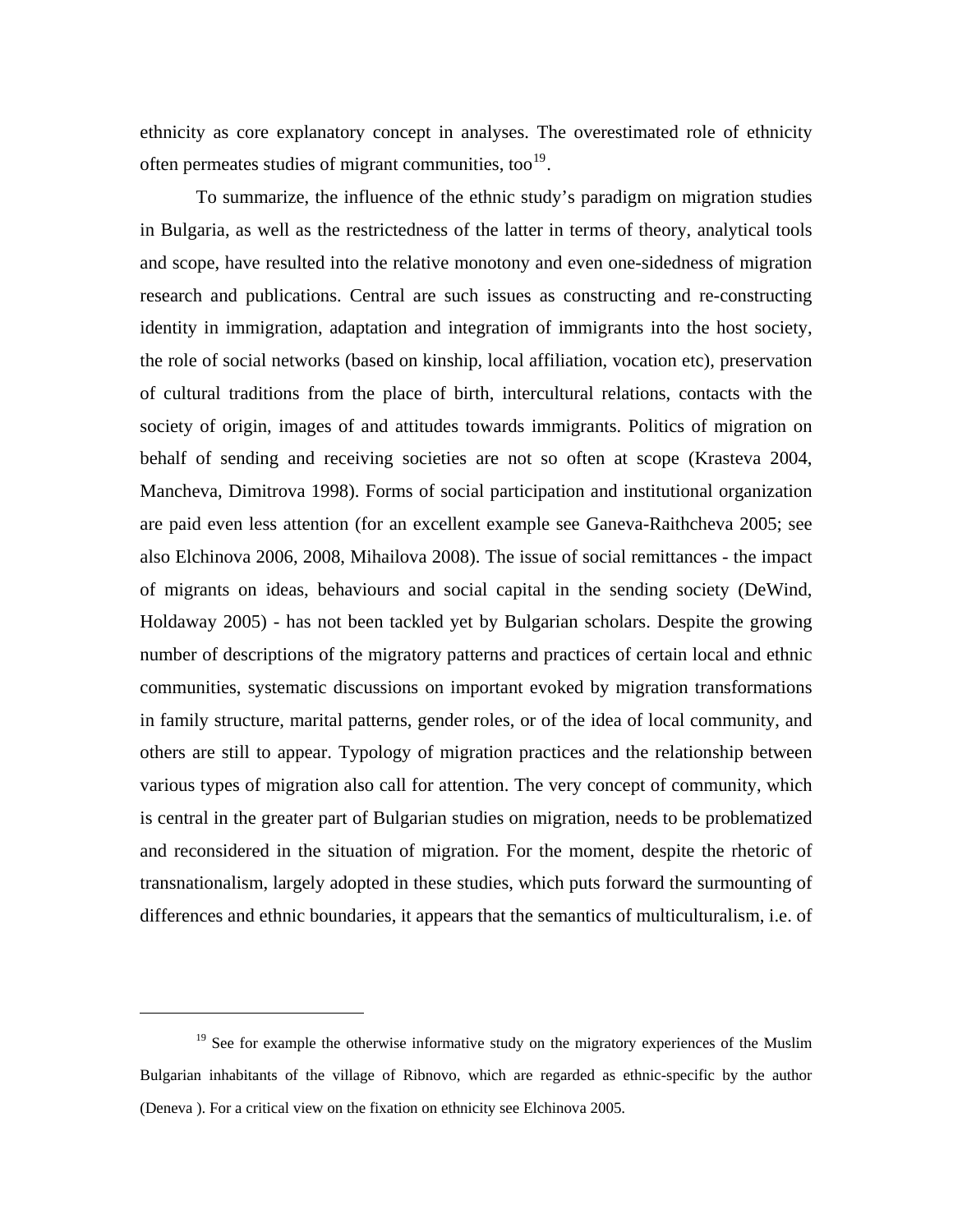ethnicity as core explanatory concept in analyses. The overestimated role of ethnicity often permeates studies of migrant communities, too[19].

To summarize, the influence of the ethnic study's paradigm on migration studies in Bulgaria, as well as the restrictedness of the latter in terms of theory, analytical tools and scope, have resulted into the relative monotony and even one-sidedness of migration research and publications. Central are such issues as constructing and re-constructing identity in immigration, adaptation and integration of immigrants into the host society, the role of social networks (based on kinship, local affiliation, vocation etc), preservation of cultural traditions from the place of birth, intercultural relations, contacts with the society of origin, images of and attitudes towards immigrants. Politics of migration on behalf of sending and receiving societies are not so often at scope (Krasteva 2004, Mancheva, Dimitrova 1998). Forms of social participation and institutional organization are paid even less attention (for an excellent example see Ganeva-Raithcheva 2005; see also Elchinova 2006, 2008, Mihailova 2008). The issue of social remittances - the impact of migrants on ideas, behaviours and social capital in the sending society (DeWind, Holdaway 2005) - has not been tackled yet by Bulgarian scholars. Despite the growing number of descriptions of the migratory patterns and practices of certain local and ethnic communities, systematic discussions on important evoked by migration transformations in family structure, marital patterns, gender roles, or of the idea of local community, and others are still to appear. Typology of migration practices and the relationship between various types of migration also call for attention. The very concept of community, which is central in the greater part of Bulgarian studies on migration, needs to be problematized and reconsidered in the situation of migration. For the moment, despite the rhetoric of transnationalism, largely adopted in these studies, which puts forward the surmounting of differences and ethnic boundaries, it appears that the semantics of multiculturalism, i.e. of

---

[19] See for example the otherwise informative study on the migratory experiences of the Muslim Bulgarian inhabitants of the village of Ribnovo, which are regarded as ethnic-specific by the author (Deneva ). For a critical view on the fixation on ethnicity see Elchinova 2005.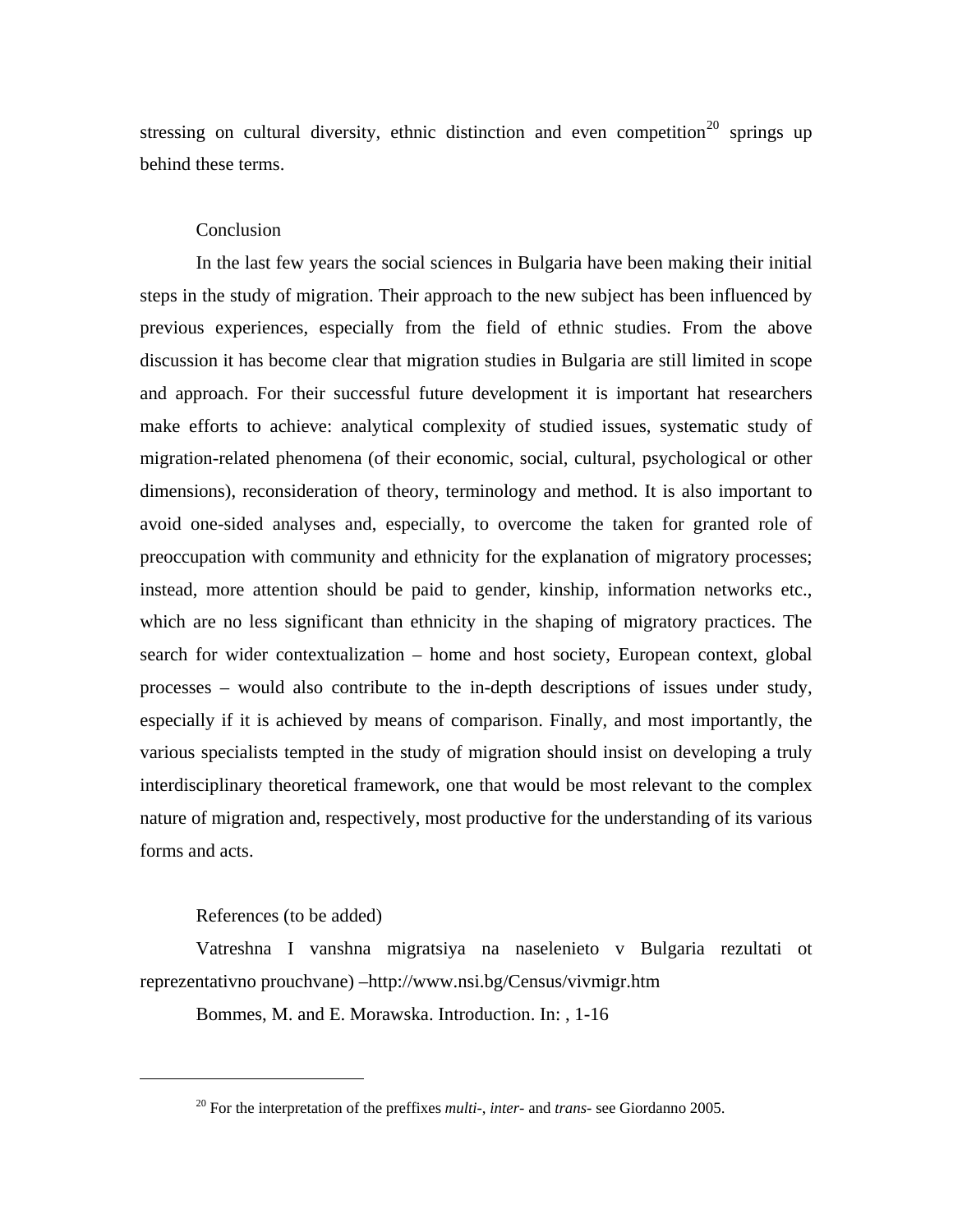stressing on cultural diversity, ethnic distinction and even competition[20] springs up behind these terms.

## Conclusion

In the last few years the social sciences in Bulgaria have been making their initial steps in the study of migration. Their approach to the new subject has been influenced by previous experiences, especially from the field of ethnic studies. From the above discussion it has become clear that migration studies in Bulgaria are still limited in scope and approach. For their successful future development it is important hat researchers make efforts to achieve: analytical complexity of studied issues, systematic study of migration-related phenomena (of their economic, social, cultural, psychological or other dimensions), reconsideration of theory, terminology and method. It is also important to avoid one-sided analyses and, especially, to overcome the taken for granted role of preoccupation with community and ethnicity for the explanation of migratory processes; instead, more attention should be paid to gender, kinship, information networks etc., which are no less significant than ethnicity in the shaping of migratory practices. The search for wider contextualization – home and host society, European context, global processes – would also contribute to the in-depth descriptions of issues under study, especially if it is achieved by means of comparison. Finally, and most importantly, the various specialists tempted in the study of migration should insist on developing a truly interdisciplinary theoretical framework, one that would be most relevant to the complex nature of migration and, respectively, most productive for the understanding of its various forms and acts.

## References (to be added)

Vatreshna I vanshna migratsiya na naselenieto v Bulgaria rezultati ot reprezentativno prouchvane) –http://www.nsi.bg/Census/vivmigr.htm

Bommes, M. and E. Morawska. Introduction. In: , 1-16

---

[20] For the interpretation of the preffixes *multi-*, *inter-* and *trans-* see Giordanno 2005.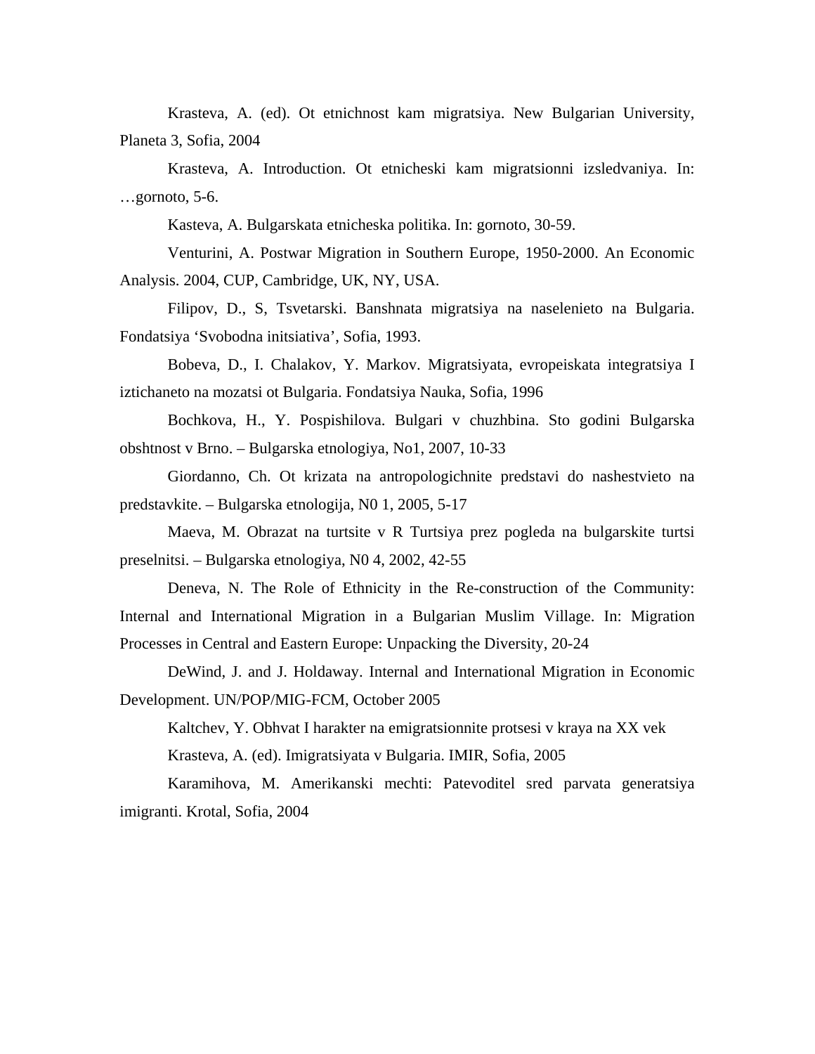Krasteva, A. (ed). Ot etnichnost kam migratsiya. New Bulgarian University, Planeta 3, Sofia, 2004

Krasteva, A. Introduction. Ot etnicheski kam migratsionni izsledvaniya. In: …gornoto, 5-6.

Kasteva, A. Bulgarskata etnicheska politika. In: gornoto, 30-59.

Venturini, A. Postwar Migration in Southern Europe, 1950-2000. An Economic Analysis. 2004, CUP, Cambridge, UK, NY, USA.

Filipov, D., S, Tsvetarski. Banshnata migratsiya na naselenieto na Bulgaria. Fondatsiya 'Svobodna initsiativa', Sofia, 1993.

Bobeva, D., I. Chalakov, Y. Markov. Migratsiyata, evropeiskata integratsiya I iztichaneto na mozatsi ot Bulgaria. Fondatsiya Nauka, Sofia, 1996

Bochkova, H., Y. Pospishilova. Bulgari v chuzhbina. Sto godini Bulgarska obshtnost v Brno. – Bulgarska etnologiya, No1, 2007, 10-33

Giordanno, Ch. Ot krizata na antropologichnite predstavi do nashestvieto na predstavkite. – Bulgarska etnologija, N0 1, 2005, 5-17

Maeva, M. Obrazat na turtsite v R Turtsiya prez pogleda na bulgarskite turtsi preselnitsi. – Bulgarska etnologiya, N0 4, 2002, 42-55

Deneva, N. The Role of Ethnicity in the Re-construction of the Community: Internal and International Migration in a Bulgarian Muslim Village. In: Migration Processes in Central and Eastern Europe: Unpacking the Diversity, 20-24

DeWind, J. and J. Holdaway. Internal and International Migration in Economic Development. UN/POP/MIG-FCM, October 2005

Kaltchev, Y. Obhvat I harakter na emigratsionnite protsesi v kraya na XX vek

Krasteva, A. (ed). Imigratsiyata v Bulgaria. IMIR, Sofia, 2005

Karamihova, M. Amerikanski mechti: Patevoditel sred parvata generatsiya imigranti. Krotal, Sofia, 2004